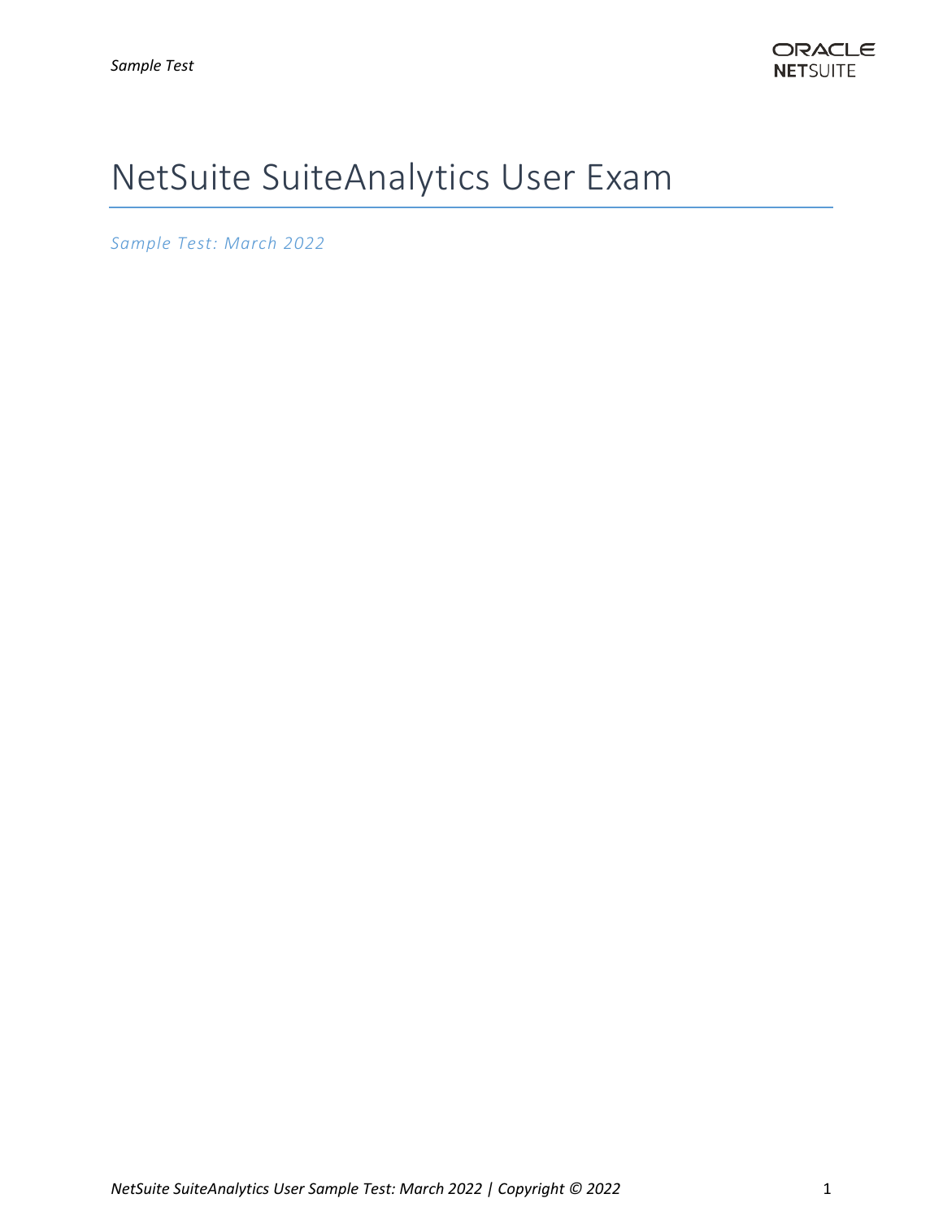# NetSuite SuiteAnalytics User Exam

*Sample Test: March 2022*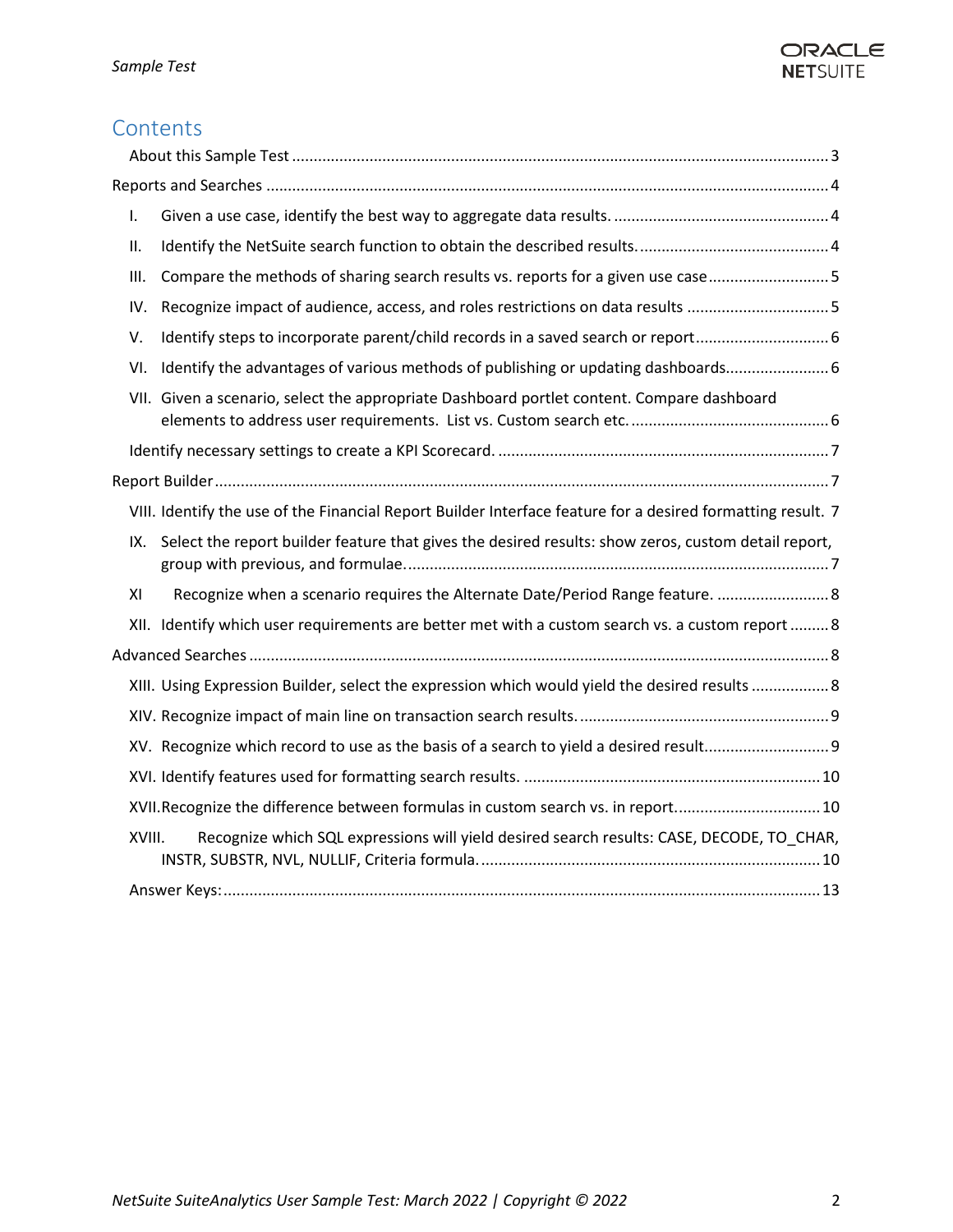# Contents

- About this Sample Test ........ 3
- Reports and Searches ........ 4
  - I. Given a use case, identify the best way to aggregate data results. ........ 4
  - II. Identify the NetSuite search function to obtain the described results. ........ 4
  - III. Compare the methods of sharing search results vs. reports for a given use case ........ 5
  - IV. Recognize impact of audience, access, and roles restrictions on data results ........ 5
  - V. Identify steps to incorporate parent/child records in a saved search or report ........ 6
  - VI. Identify the advantages of various methods of publishing or updating dashboards ........ 6
  - VII. Given a scenario, select the appropriate Dashboard portlet content. Compare dashboard elements to address user requirements. List vs. Custom search etc. ........ 6
  - Identify necessary settings to create a KPI Scorecard. ........ 7
- Report Builder ........ 7
  - VIII. Identify the use of the Financial Report Builder Interface feature for a desired formatting result. 7
  - IX. Select the report builder feature that gives the desired results: show zeros, custom detail report, group with previous, and formulae. ........ 7
  - XI Recognize when a scenario requires the Alternate Date/Period Range feature. ........ 8
  - XII. Identify which user requirements are better met with a custom search vs. a custom report ........ 8
- Advanced Searches ........ 8
  - XIII. Using Expression Builder, select the expression which would yield the desired results ........ 8
  - XIV. Recognize impact of main line on transaction search results. ........ 9
  - XV. Recognize which record to use as the basis of a search to yield a desired result. ........ 9
  - XVI. Identify features used for formatting search results. ........ 10
  - XVII. Recognize the difference between formulas in custom search vs. in report. ........ 10
  - XVIII. Recognize which SQL expressions will yield desired search results: CASE, DECODE, TO_CHAR, INSTR, SUBSTR, NVL, NULLIF, Criteria formula. ........ 10
  - Answer Keys: ........ 13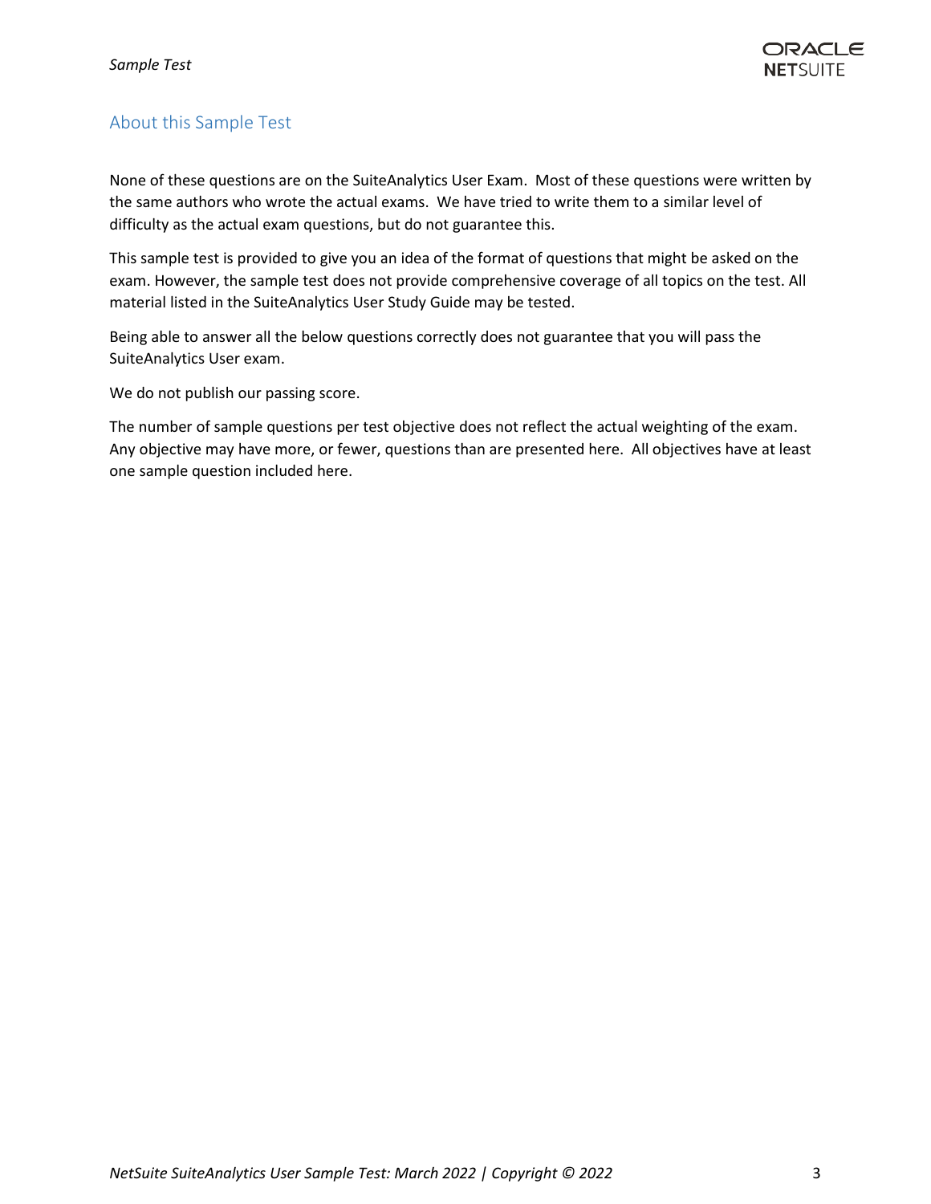## About this Sample Test

None of these questions are on the SuiteAnalytics User Exam. Most of these questions were written by the same authors who wrote the actual exams. We have tried to write them to a similar level of difficulty as the actual exam questions, but do not guarantee this.

This sample test is provided to give you an idea of the format of questions that might be asked on the exam. However, the sample test does not provide comprehensive coverage of all topics on the test. All material listed in the SuiteAnalytics User Study Guide may be tested.

Being able to answer all the below questions correctly does not guarantee that you will pass the SuiteAnalytics User exam.

We do not publish our passing score.

The number of sample questions per test objective does not reflect the actual weighting of the exam. Any objective may have more, or fewer, questions than are presented here. All objectives have at least one sample question included here.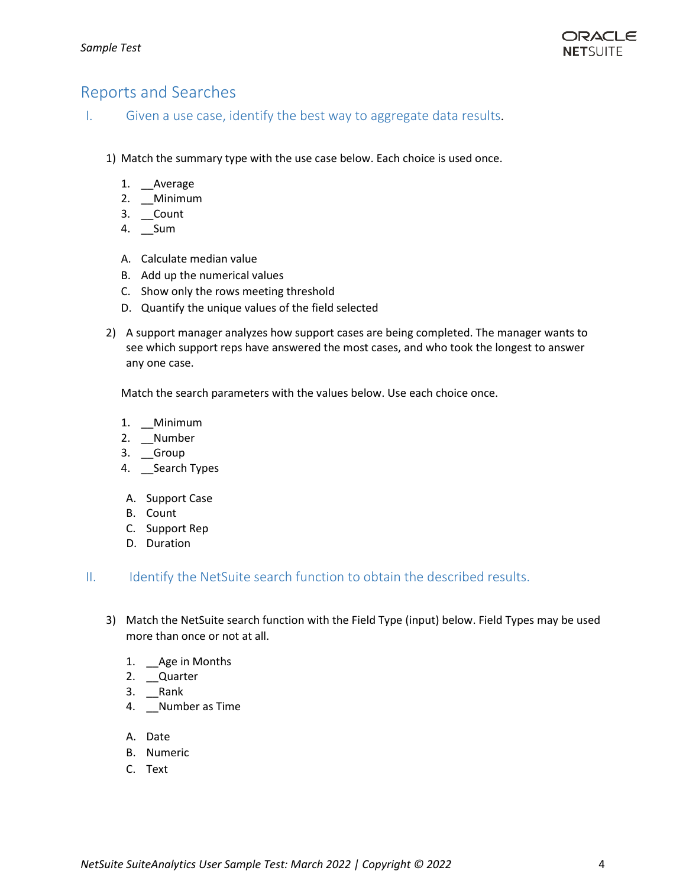## Reports and Searches

### I. Given a use case, identify the best way to aggregate data results.

1) Match the summary type with the use case below. Each choice is used once.

   1. __Average
   2. __Minimum
   3. __Count
   4. __Sum

   A. Calculate median value
   B. Add up the numerical values
   C. Show only the rows meeting threshold
   D. Quantify the unique values of the field selected

2) A support manager analyzes how support cases are being completed. The manager wants to see which support reps have answered the most cases, and who took the longest to answer any one case.

   Match the search parameters with the values below. Use each choice once.

   1. __Minimum
   2. __Number
   3. __Group
   4. __Search Types

   A. Support Case
   B. Count
   C. Support Rep
   D. Duration

### II. Identify the NetSuite search function to obtain the described results.

3) Match the NetSuite search function with the Field Type (input) below. Field Types may be used more than once or not at all.

   1. __Age in Months
   2. __Quarter
   3. __Rank
   4. __Number as Time

   A. Date
   B. Numeric
   C. Text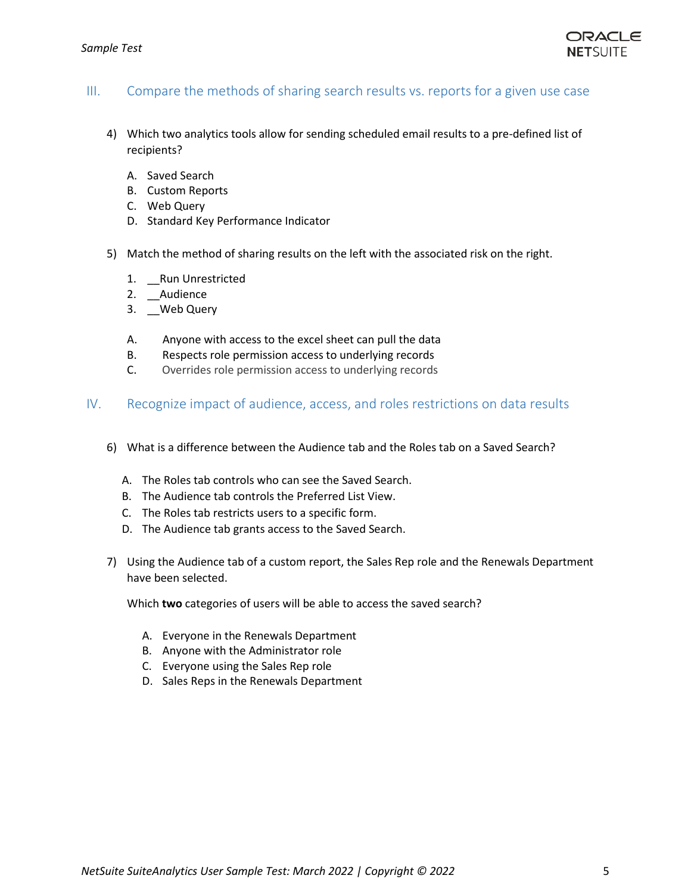## III. Compare the methods of sharing search results vs. reports for a given use case

4) Which two analytics tools allow for sending scheduled email results to a pre-defined list of recipients?

   A. Saved Search
   B. Custom Reports
   C. Web Query
   D. Standard Key Performance Indicator

5) Match the method of sharing results on the left with the associated risk on the right.

   1. __Run Unrestricted
   2. __Audience
   3. __Web Query

   A. Anyone with access to the excel sheet can pull the data
   B. Respects role permission access to underlying records
   C. Overrides role permission access to underlying records

## IV. Recognize impact of audience, access, and roles restrictions on data results

6) What is a difference between the Audience tab and the Roles tab on a Saved Search?

   A. The Roles tab controls who can see the Saved Search.
   B. The Audience tab controls the Preferred List View.
   C. The Roles tab restricts users to a specific form.
   D. The Audience tab grants access to the Saved Search.

7) Using the Audience tab of a custom report, the Sales Rep role and the Renewals Department have been selected.

   Which **two** categories of users will be able to access the saved search?

   A. Everyone in the Renewals Department
   B. Anyone with the Administrator role
   C. Everyone using the Sales Rep role
   D. Sales Reps in the Renewals Department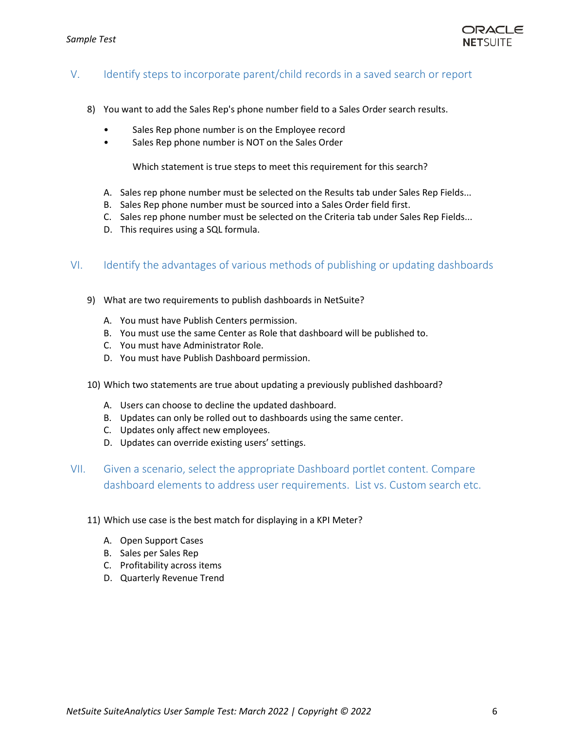## V. Identify steps to incorporate parent/child records in a saved search or report

8) You want to add the Sales Rep's phone number field to a Sales Order search results.

   - Sales Rep phone number is on the Employee record
   - Sales Rep phone number is NOT on the Sales Order

   Which statement is true steps to meet this requirement for this search?

   A. Sales rep phone number must be selected on the Results tab under Sales Rep Fields...
   B. Sales Rep phone number must be sourced into a Sales Order field first.
   C. Sales rep phone number must be selected on the Criteria tab under Sales Rep Fields...
   D. This requires using a SQL formula.

## VI. Identify the advantages of various methods of publishing or updating dashboards

9) What are two requirements to publish dashboards in NetSuite?

   A. You must have Publish Centers permission.
   B. You must use the same Center as Role that dashboard will be published to.
   C. You must have Administrator Role.
   D. You must have Publish Dashboard permission.

10) Which two statements are true about updating a previously published dashboard?

   A. Users can choose to decline the updated dashboard.
   B. Updates can only be rolled out to dashboards using the same center.
   C. Updates only affect new employees.
   D. Updates can override existing users' settings.

## VII. Given a scenario, select the appropriate Dashboard portlet content. Compare dashboard elements to address user requirements. List vs. Custom search etc.

11) Which use case is the best match for displaying in a KPI Meter?

   A. Open Support Cases
   B. Sales per Sales Rep
   C. Profitability across items
   D. Quarterly Revenue Trend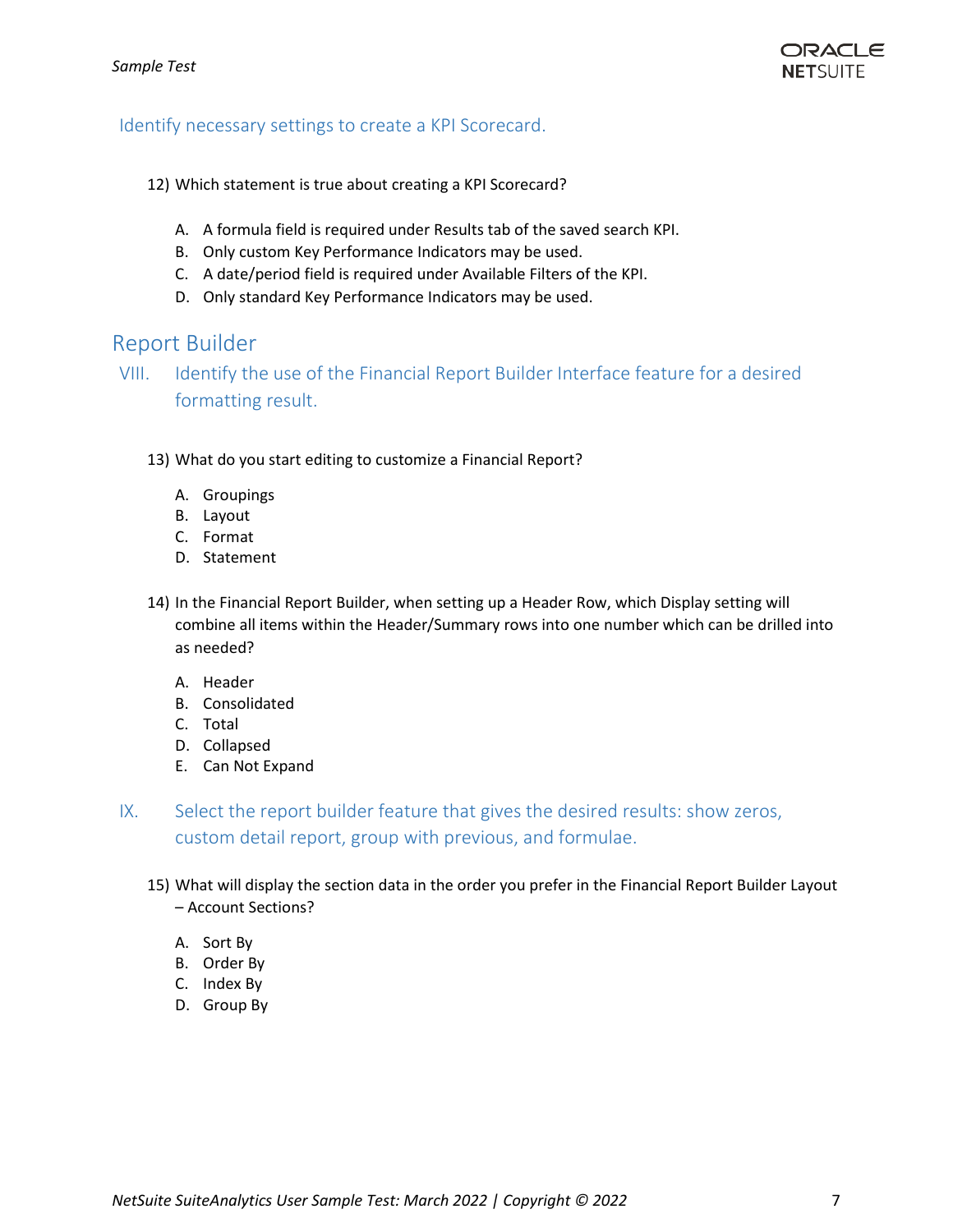### Identify necessary settings to create a KPI Scorecard.

12) Which statement is true about creating a KPI Scorecard?

   A. A formula field is required under Results tab of the saved search KPI.
   B. Only custom Key Performance Indicators may be used.
   C. A date/period field is required under Available Filters of the KPI.
   D. Only standard Key Performance Indicators may be used.

## Report Builder

### VIII. Identify the use of the Financial Report Builder Interface feature for a desired formatting result.

13) What do you start editing to customize a Financial Report?

   A. Groupings
   B. Layout
   C. Format
   D. Statement

14) In the Financial Report Builder, when setting up a Header Row, which Display setting will combine all items within the Header/Summary rows into one number which can be drilled into as needed?

   A. Header
   B. Consolidated
   C. Total
   D. Collapsed
   E. Can Not Expand

### IX. Select the report builder feature that gives the desired results: show zeros, custom detail report, group with previous, and formulae.

15) What will display the section data in the order you prefer in the Financial Report Builder Layout – Account Sections?

   A. Sort By
   B. Order By
   C. Index By
   D. Group By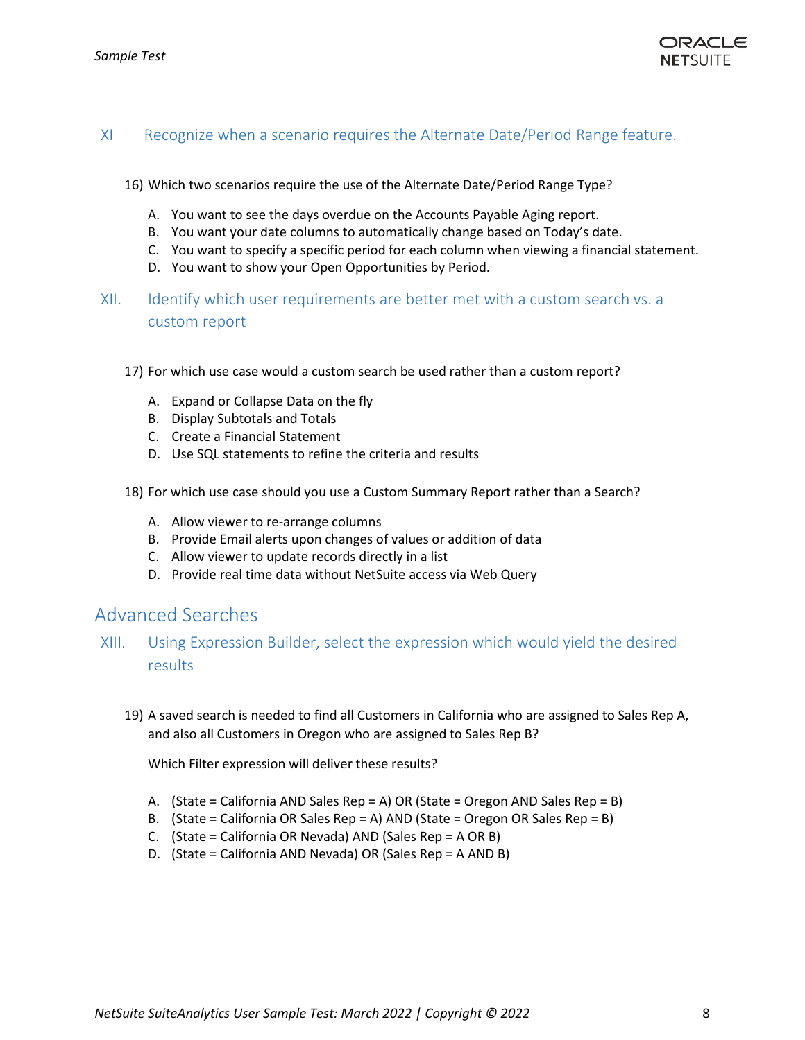## XI Recognize when a scenario requires the Alternate Date/Period Range feature.

16) Which two scenarios require the use of the Alternate Date/Period Range Type?

   A. You want to see the days overdue on the Accounts Payable Aging report.
   B. You want your date columns to automatically change based on Today's date.
   C. You want to specify a specific period for each column when viewing a financial statement.
   D. You want to show your Open Opportunities by Period.

## XII. Identify which user requirements are better met with a custom search vs. a custom report

17) For which use case would a custom search be used rather than a custom report?

   A. Expand or Collapse Data on the fly
   B. Display Subtotals and Totals
   C. Create a Financial Statement
   D. Use SQL statements to refine the criteria and results

18) For which use case should you use a Custom Summary Report rather than a Search?

   A. Allow viewer to re-arrange columns
   B. Provide Email alerts upon changes of values or addition of data
   C. Allow viewer to update records directly in a list
   D. Provide real time data without NetSuite access via Web Query

# Advanced Searches

## XIII. Using Expression Builder, select the expression which would yield the desired results

19) A saved search is needed to find all Customers in California who are assigned to Sales Rep A, and also all Customers in Oregon who are assigned to Sales Rep B?

   Which Filter expression will deliver these results?

   A. (State = California AND Sales Rep = A) OR (State = Oregon AND Sales Rep = B)
   B. (State = California OR Sales Rep = A) AND (State = Oregon OR Sales Rep = B)
   C. (State = California OR Nevada) AND (Sales Rep = A OR B)
   D. (State = California AND Nevada) OR (Sales Rep = A AND B)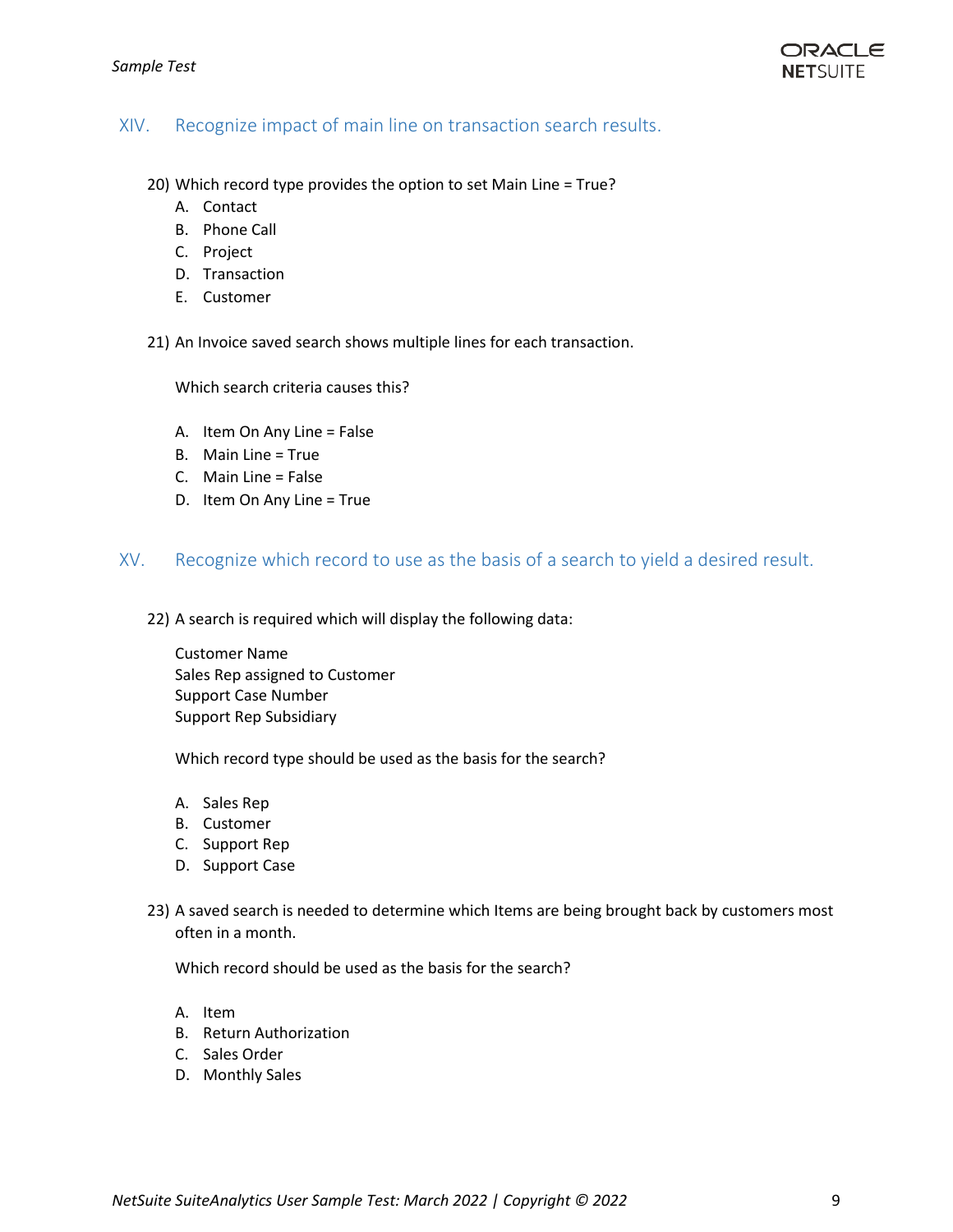## XIV. Recognize impact of main line on transaction search results.

20) Which record type provides the option to set Main Line = True?
    A. Contact
    B. Phone Call
    C. Project
    D. Transaction
    E. Customer

21) An Invoice saved search shows multiple lines for each transaction.

    Which search criteria causes this?

    A. Item On Any Line = False
    B. Main Line = True
    C. Main Line = False
    D. Item On Any Line = True

## XV. Recognize which record to use as the basis of a search to yield a desired result.

22) A search is required which will display the following data:

    Customer Name
    Sales Rep assigned to Customer
    Support Case Number
    Support Rep Subsidiary

    Which record type should be used as the basis for the search?

    A. Sales Rep
    B. Customer
    C. Support Rep
    D. Support Case

23) A saved search is needed to determine which Items are being brought back by customers most often in a month.

    Which record should be used as the basis for the search?

    A. Item
    B. Return Authorization
    C. Sales Order
    D. Monthly Sales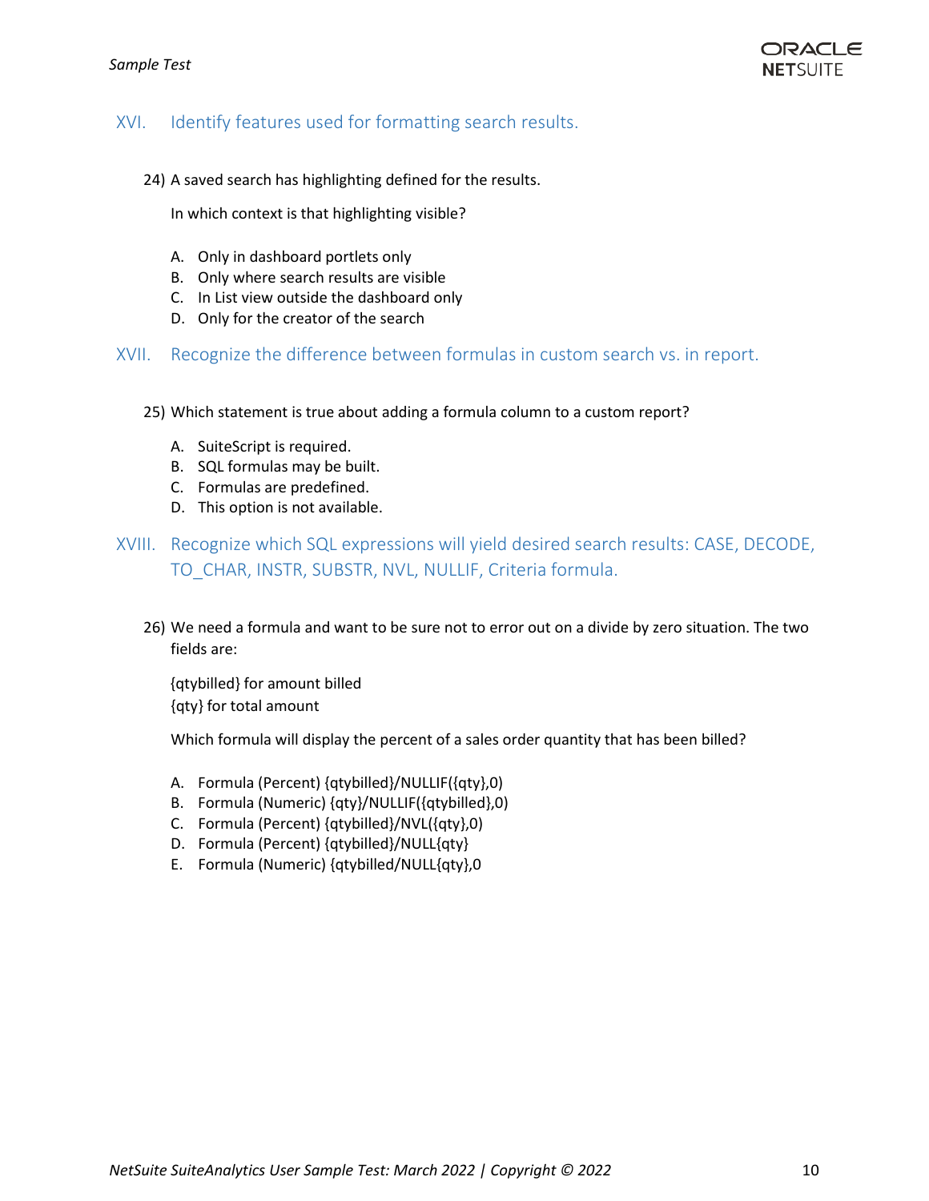## XVI. Identify features used for formatting search results.

24) A saved search has highlighting defined for the results.

    In which context is that highlighting visible?

    A. Only in dashboard portlets only
    B. Only where search results are visible
    C. In List view outside the dashboard only
    D. Only for the creator of the search

## XVII. Recognize the difference between formulas in custom search vs. in report.

25) Which statement is true about adding a formula column to a custom report?

    A. SuiteScript is required.
    B. SQL formulas may be built.
    C. Formulas are predefined.
    D. This option is not available.

## XVIII. Recognize which SQL expressions will yield desired search results: CASE, DECODE, TO_CHAR, INSTR, SUBSTR, NVL, NULLIF, Criteria formula.

26) We need a formula and want to be sure not to error out on a divide by zero situation. The two fields are:

    {qtybilled} for amount billed
    {qty} for total amount

    Which formula will display the percent of a sales order quantity that has been billed?

    A. Formula (Percent) {qtybilled}/NULLIF({qty},0)
    B. Formula (Numeric) {qty}/NULLIF({qtybilled},0)
    C. Formula (Percent) {qtybilled}/NVL({qty},0)
    D. Formula (Percent) {qtybilled}/NULL{qty}
    E. Formula (Numeric) {qtybilled/NULL{qty},0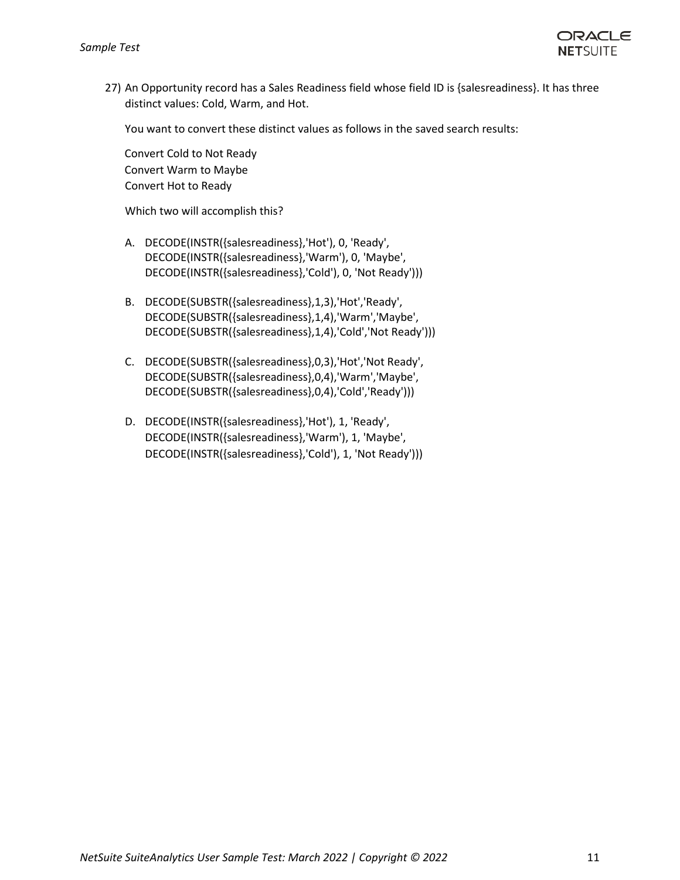27) An Opportunity record has a Sales Readiness field whose field ID is {salesreadiness}. It has three distinct values: Cold, Warm, and Hot.

You want to convert these distinct values as follows in the saved search results:

Convert Cold to Not Ready
Convert Warm to Maybe
Convert Hot to Ready

Which two will accomplish this?

A. DECODE(INSTR({salesreadiness},'Hot'), 0, 'Ready', DECODE(INSTR({salesreadiness},'Warm'), 0, 'Maybe', DECODE(INSTR({salesreadiness},'Cold'), 0, 'Not Ready')))

B. DECODE(SUBSTR({salesreadiness},1,3),'Hot','Ready', DECODE(SUBSTR({salesreadiness},1,4),'Warm','Maybe', DECODE(SUBSTR({salesreadiness},1,4),'Cold','Not Ready')))

C. DECODE(SUBSTR({salesreadiness},0,3),'Hot','Not Ready', DECODE(SUBSTR({salesreadiness},0,4),'Warm','Maybe', DECODE(SUBSTR({salesreadiness},0,4),'Cold','Ready')))

D. DECODE(INSTR({salesreadiness},'Hot'), 1, 'Ready', DECODE(INSTR({salesreadiness},'Warm'), 1, 'Maybe', DECODE(INSTR({salesreadiness},'Cold'), 1, 'Not Ready')))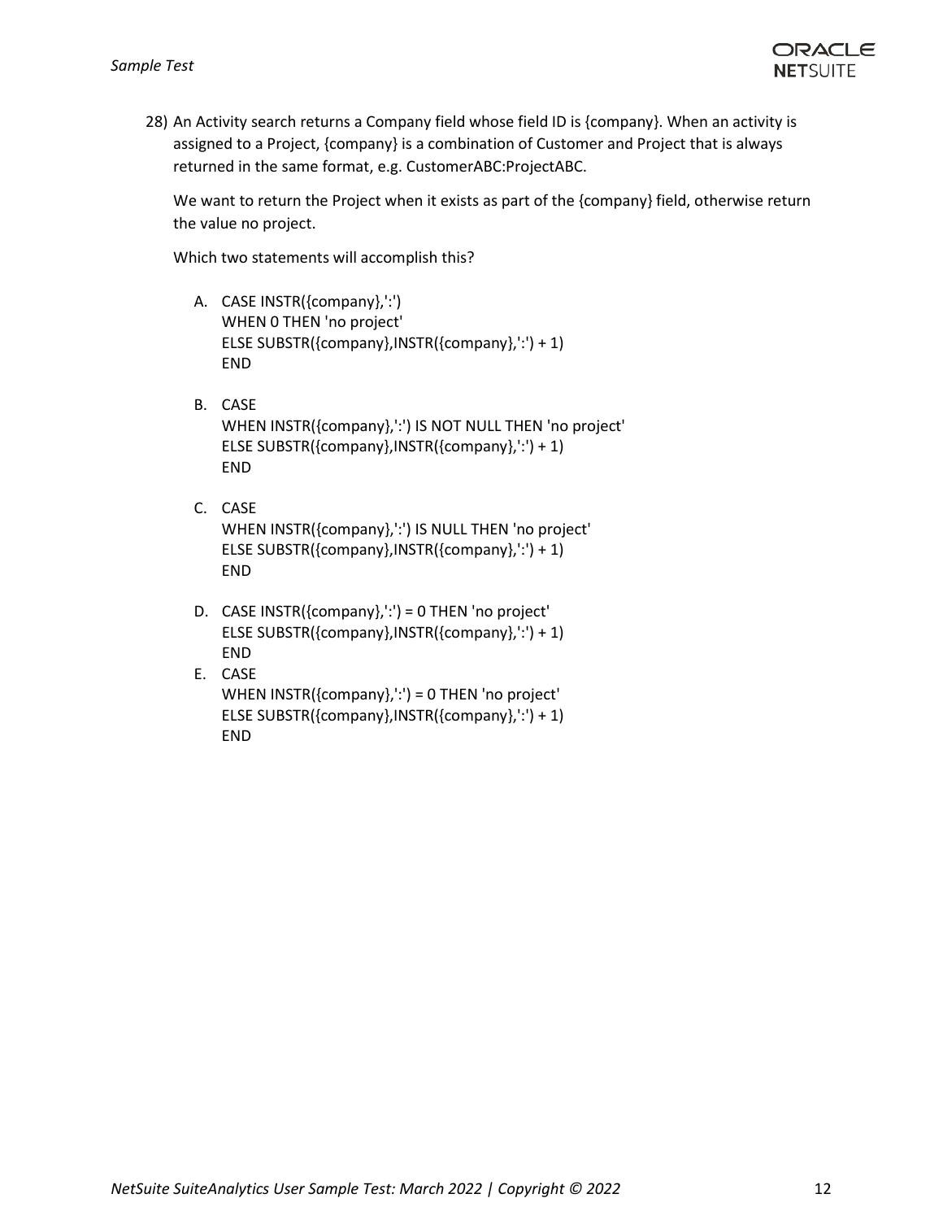28) An Activity search returns a Company field whose field ID is {company}. When an activity is assigned to a Project, {company} is a combination of Customer and Project that is always returned in the same format, e.g. CustomerABC:ProjectABC.

    We want to return the Project when it exists as part of the {company} field, otherwise return the value no project.

    Which two statements will accomplish this?

    A. 
    ```
    CASE INSTR({company},':')
    WHEN 0 THEN 'no project'
    ELSE SUBSTR({company},INSTR({company},':') + 1)
    END
    ```

    B. 
    ```
    CASE
    WHEN INSTR({company},':') IS NOT NULL THEN 'no project'
    ELSE SUBSTR({company},INSTR({company},':') + 1)
    END
    ```

    C. 
    ```
    CASE
    WHEN INSTR({company},':') IS NULL THEN 'no project'
    ELSE SUBSTR({company},INSTR({company},':') + 1)
    END
    ```

    D. 
    ```
    CASE INSTR({company},':') = 0 THEN 'no project'
    ELSE SUBSTR({company},INSTR({company},':') + 1)
    END
    ```

    E. 
    ```
    CASE
    WHEN INSTR({company},':') = 0 THEN 'no project'
    ELSE SUBSTR({company},INSTR({company},':') + 1)
    END
    ```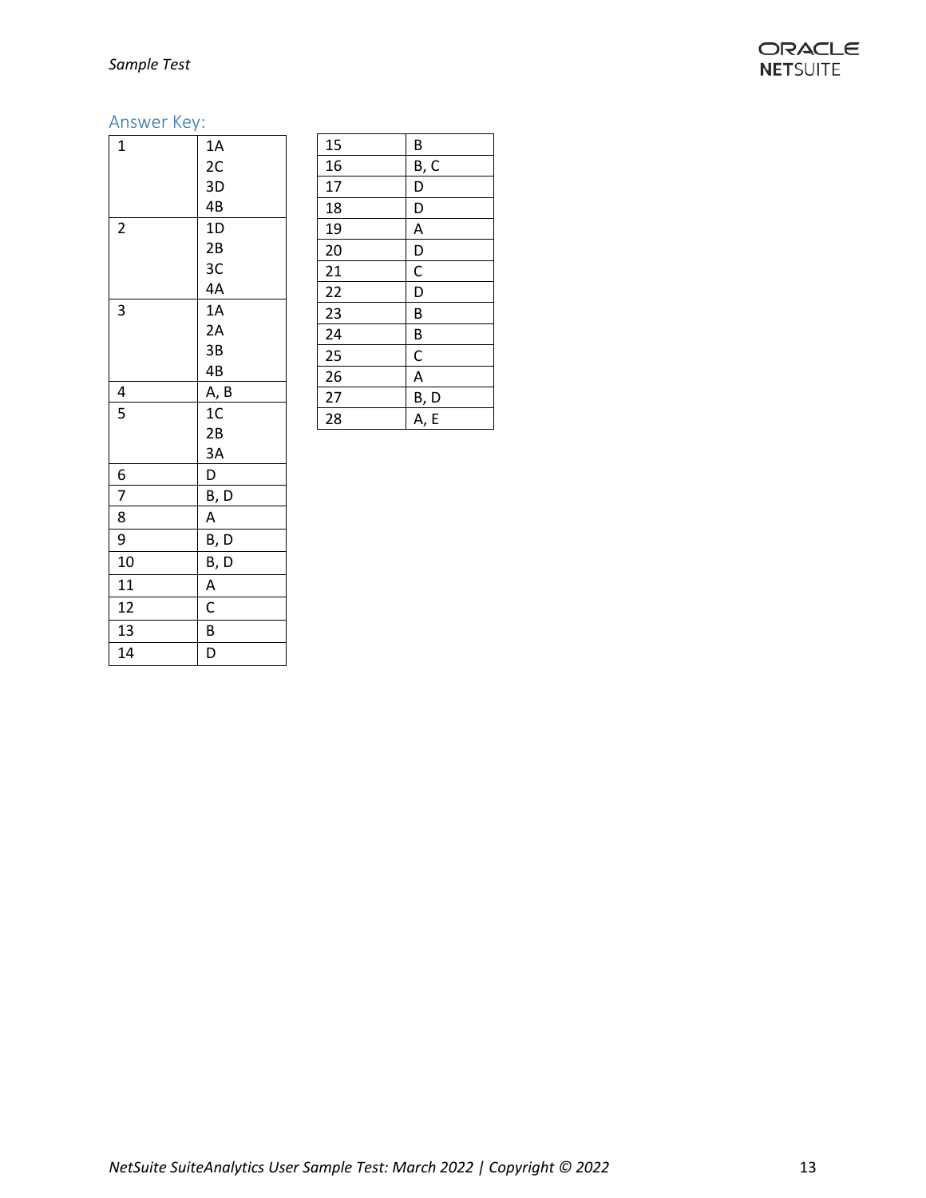## Answer Key:

| | |
|---|---|
| 1 | 1A<br>2C<br>3D<br>4B |
| 2 | 1D<br>2B<br>3C<br>4A |
| 3 | 1A<br>2A<br>3B<br>4B |
| 4 | A, B |
| 5 | 1C<br>2B<br>3A |
| 6 | D |
| 7 | B, D |
| 8 | A |
| 9 | B, D |
| 10 | B, D |
| 11 | A |
| 12 | C |
| 13 | B |
| 14 | D |
| 15 | B |
| 16 | B, C |
| 17 | D |
| 18 | D |
| 19 | A |
| 20 | D |
| 21 | C |
| 22 | D |
| 23 | B |
| 24 | B |
| 25 | C |
| 26 | A |
| 27 | B, D |
| 28 | A, E |